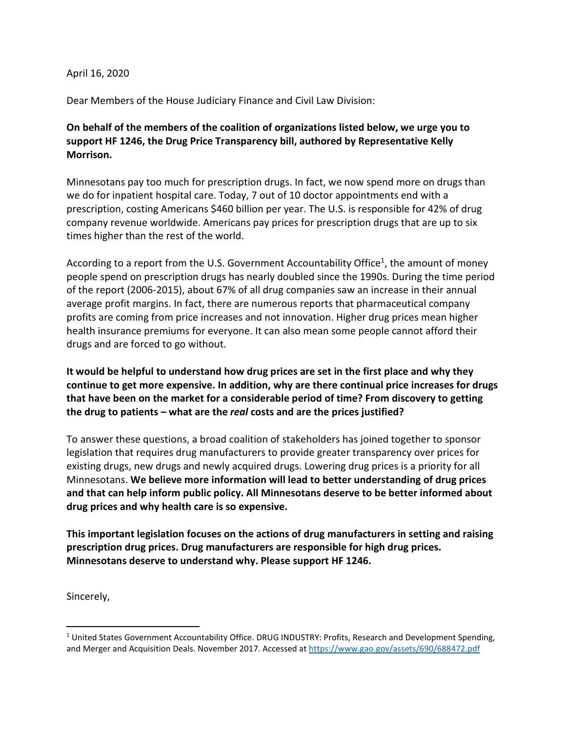April 16, 2020

Dear Members of the House Judiciary Finance and Civil Law Division:

**On behalf of the members of the coalition of organizations listed below, we urge you to support HF 1246, the Drug Price Transparency bill, authored by Representative Kelly Morrison.**

Minnesotans pay too much for prescription drugs. In fact, we now spend more on drugs than we do for inpatient hospital care. Today, 7 out of 10 doctor appointments end with a prescription, costing Americans $460 billion per year. The U.S. is responsible for 42% of drug company revenue worldwide. Americans pay prices for prescription drugs that are up to six times higher than the rest of the world.

According to a report from the U.S. Government Accountability Office[1], the amount of money people spend on prescription drugs has nearly doubled since the 1990s. During the time period of the report (2006-2015), about 67% of all drug companies saw an increase in their annual average profit margins. In fact, there are numerous reports that pharmaceutical company profits are coming from price increases and not innovation. Higher drug prices mean higher health insurance premiums for everyone. It can also mean some people cannot afford their drugs and are forced to go without.

**It would be helpful to understand how drug prices are set in the first place and why they continue to get more expensive. In addition, why are there continual price increases for drugs that have been on the market for a considerable period of time? From discovery to getting the drug to patients – what are the *real* costs and are the prices justified?**

To answer these questions, a broad coalition of stakeholders has joined together to sponsor legislation that requires drug manufacturers to provide greater transparency over prices for existing drugs, new drugs and newly acquired drugs. Lowering drug prices is a priority for all Minnesotans. **We believe more information will lead to better understanding of drug prices and that can help inform public policy. All Minnesotans deserve to be better informed about drug prices and why health care is so expensive.**

**This important legislation focuses on the actions of drug manufacturers in setting and raising prescription drug prices. Drug manufacturers are responsible for high drug prices. Minnesotans deserve to understand why. Please support HF 1246.**

Sincerely,

---

[1] United States Government Accountability Office. DRUG INDUSTRY: Profits, Research and Development Spending, and Merger and Acquisition Deals. November 2017. Accessed at https://www.gao.gov/assets/690/688472.pdf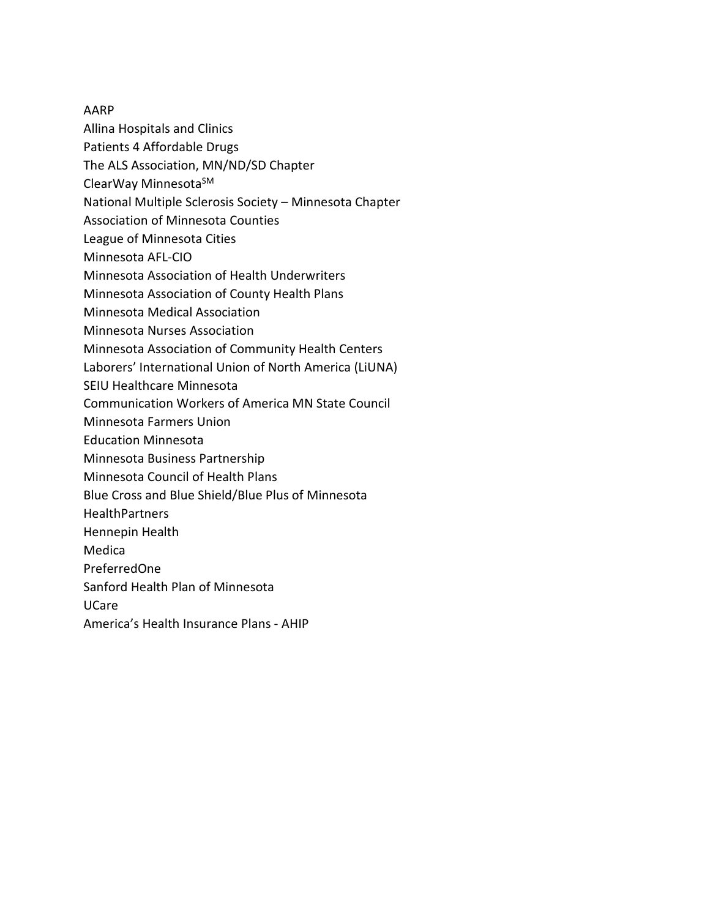AARP  
Allina Hospitals and Clinics  
Patients 4 Affordable Drugs  
The ALS Association, MN/ND/SD Chapter  
ClearWay Minnesota[SM]  
National Multiple Sclerosis Society – Minnesota Chapter  
Association of Minnesota Counties  
League of Minnesota Cities  
Minnesota AFL-CIO  
Minnesota Association of Health Underwriters  
Minnesota Association of County Health Plans  
Minnesota Medical Association  
Minnesota Nurses Association  
Minnesota Association of Community Health Centers  
Laborers' International Union of North America (LiUNA)  
SEIU Healthcare Minnesota  
Communication Workers of America MN State Council  
Minnesota Farmers Union  
Education Minnesota  
Minnesota Business Partnership  
Minnesota Council of Health Plans  
Blue Cross and Blue Shield/Blue Plus of Minnesota  
HealthPartners  
Hennepin Health  
Medica  
PreferredOne  
Sanford Health Plan of Minnesota  
UCare  
America's Health Insurance Plans - AHIP